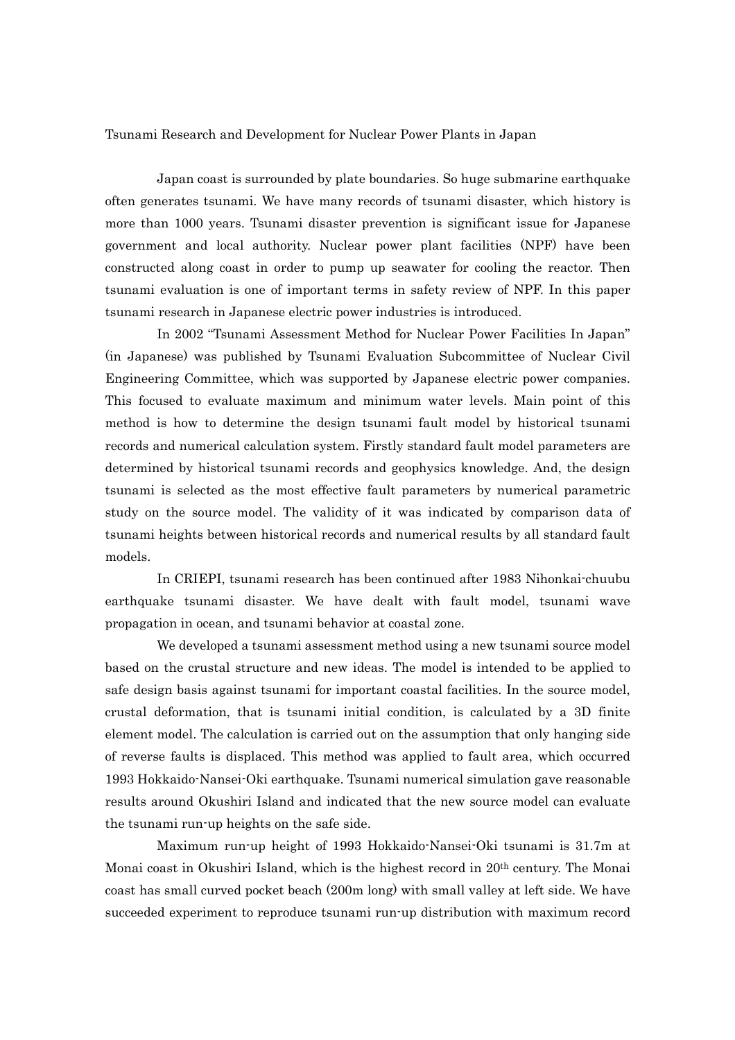# Tsunami Research and Development for Nuclear Power Plants in Japan

Japan coast is surrounded by plate boundaries. So huge submarine earthquake often generates tsunami. We have many records of tsunami disaster, which history is more than 1000 years. Tsunami disaster prevention is significant issue for Japanese government and local authority. Nuclear power plant facilities (NPF) have been constructed along coast in order to pump up seawater for cooling the reactor. Then tsunami evaluation is one of important terms in safety review of NPF. In this paper tsunami research in Japanese electric power industries is introduced.

In 2002 "Tsunami Assessment Method for Nuclear Power Facilities In Japan" (in Japanese) was published by Tsunami Evaluation Subcommittee of Nuclear Civil Engineering Committee, which was supported by Japanese electric power companies. This focused to evaluate maximum and minimum water levels. Main point of this method is how to determine the design tsunami fault model by historical tsunami records and numerical calculation system. Firstly standard fault model parameters are determined by historical tsunami records and geophysics knowledge. And, the design tsunami is selected as the most effective fault parameters by numerical parametric study on the source model. The validity of it was indicated by comparison data of tsunami heights between historical records and numerical results by all standard fault models.

In CRIEPI, tsunami research has been continued after 1983 Nihonkai-chuubu earthquake tsunami disaster. We have dealt with fault model, tsunami wave propagation in ocean, and tsunami behavior at coastal zone.

We developed a tsunami assessment method using a new tsunami source model based on the crustal structure and new ideas. The model is intended to be applied to safe design basis against tsunami for important coastal facilities. In the source model, crustal deformation, that is tsunami initial condition, is calculated by a 3D finite element model. The calculation is carried out on the assumption that only hanging side of reverse faults is displaced. This method was applied to fault area, which occurred 1993 Hokkaido-Nansei-Oki earthquake. Tsunami numerical simulation gave reasonable results around Okushiri Island and indicated that the new source model can evaluate the tsunami run-up heights on the safe side.

Maximum run-up height of 1993 Hokkaido-Nansei-Oki tsunami is 31.7m at Monai coast in Okushiri Island, which is the highest record in 20$^{th}$ century. The Monai coast has small curved pocket beach (200m long) with small valley at left side. We have succeeded experiment to reproduce tsunami run-up distribution with maximum record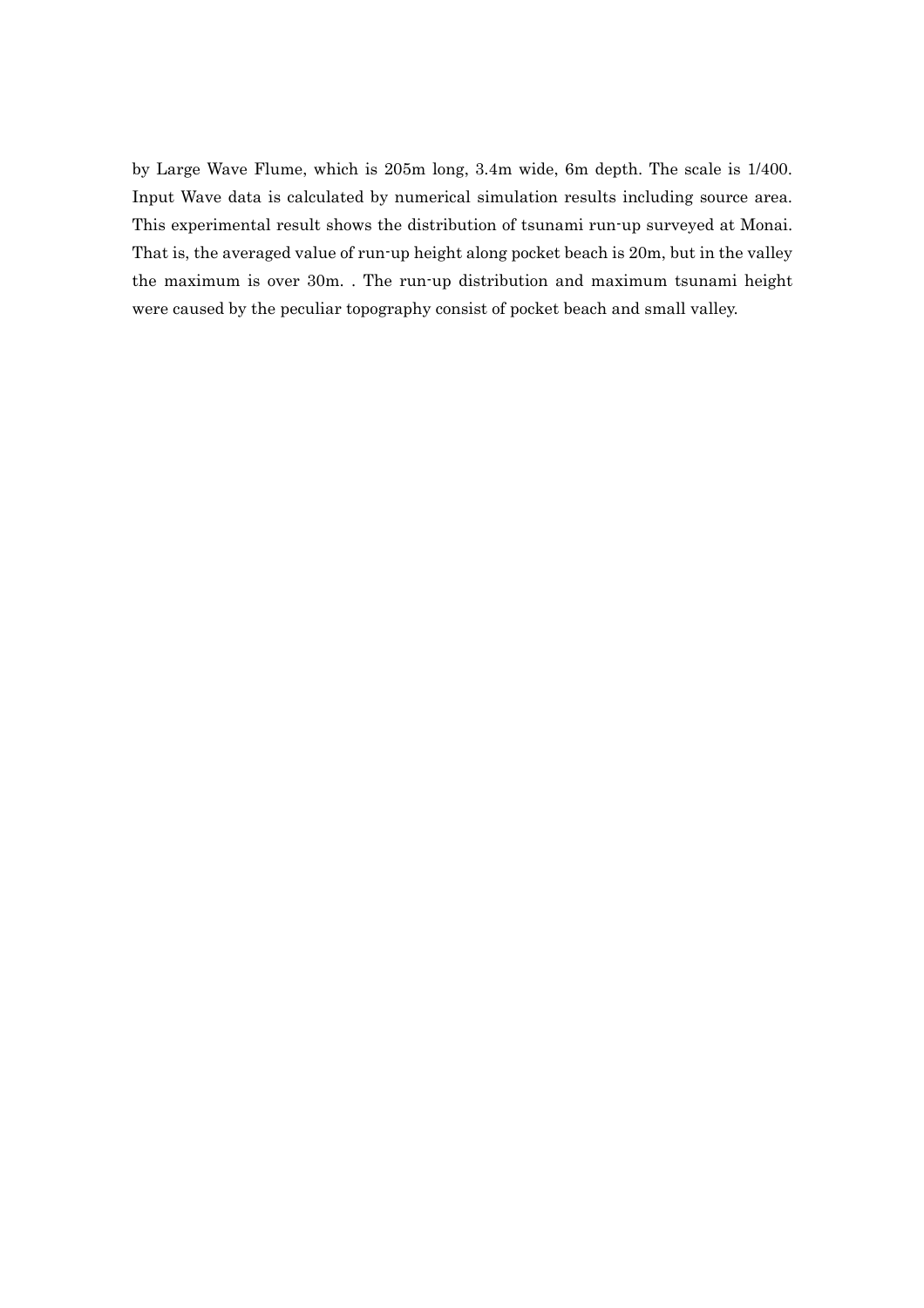by Large Wave Flume, which is 205m long, 3.4m wide, 6m depth. The scale is 1/400. Input Wave data is calculated by numerical simulation results including source area. This experimental result shows the distribution of tsunami run-up surveyed at Monai. That is, the averaged value of run-up height along pocket beach is 20m, but in the valley the maximum is over 30m. . The run-up distribution and maximum tsunami height were caused by the peculiar topography consist of pocket beach and small valley.